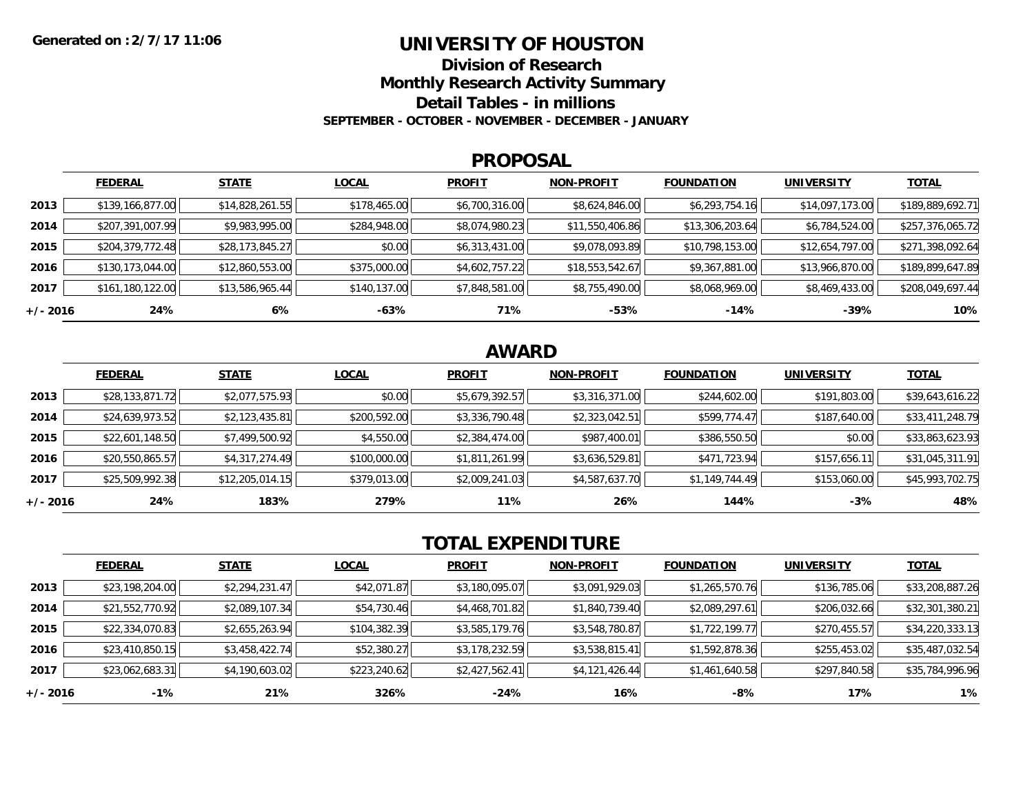Generated on : 2/7/17 11:06

# UNIVERSITY OF HOUSTON

## Division of Research

## Monthly Research Activity Summary

## Detail Tables - in millions

**SEPTEMBER - OCTOBER - NOVEMBER - DECEMBER - JANUARY**

## PROPOSAL

| | FEDERAL | STATE | LOCAL | PROFIT | NON-PROFIT | FOUNDATION | UNIVERSITY | TOTAL |
|---|---|---|---|---|---|---|---|---|
| 2013 | $139,166,877.00 | $14,828,261.55 | $178,465.00 | $6,700,316.00 | $8,624,846.00 | $6,293,754.16 | $14,097,173.00 | $189,889,692.71 |
| 2014 | $207,391,007.99 | $9,983,995.00 | $284,948.00 | $8,074,980.23 | $11,550,406.86 | $13,306,203.64 | $6,784,524.00 | $257,376,065.72 |
| 2015 | $204,379,772.48 | $28,173,845.27 | $0.00 | $6,313,431.00 | $9,078,093.89 | $10,798,153.00 | $12,654,797.00 | $271,398,092.64 |
| 2016 | $130,173,044.00 | $12,860,553.00 | $375,000.00 | $4,602,757.22 | $18,553,542.67 | $9,367,881.00 | $13,966,870.00 | $189,899,647.89 |
| 2017 | $161,180,122.00 | $13,586,965.44 | $140,137.00 | $7,848,581.00 | $8,755,490.00 | $8,068,969.00 | $8,469,433.00 | $208,049,697.44 |
| +/- 2016 | 24% | 6% | -63% | 71% | -53% | -14% | -39% | 10% |

## AWARD

| | FEDERAL | STATE | LOCAL | PROFIT | NON-PROFIT | FOUNDATION | UNIVERSITY | TOTAL |
|---|---|---|---|---|---|---|---|---|
| 2013 | $28,133,871.72 | $2,077,575.93 | $0.00 | $5,679,392.57 | $3,316,371.00 | $244,602.00 | $191,803.00 | $39,643,616.22 |
| 2014 | $24,639,973.52 | $2,123,435.81 | $200,592.00 | $3,336,790.48 | $2,323,042.51 | $599,774.47 | $187,640.00 | $33,411,248.79 |
| 2015 | $22,601,148.50 | $7,499,500.92 | $4,550.00 | $2,384,474.00 | $987,400.01 | $386,550.50 | $0.00 | $33,863,623.93 |
| 2016 | $20,550,865.57 | $4,317,274.49 | $100,000.00 | $1,811,261.99 | $3,636,529.81 | $471,723.94 | $157,656.11 | $31,045,311.91 |
| 2017 | $25,509,992.38 | $12,205,014.15 | $379,013.00 | $2,009,241.03 | $4,587,637.70 | $1,149,744.49 | $153,060.00 | $45,993,702.75 |
| +/- 2016 | 24% | 183% | 279% | 11% | 26% | 144% | -3% | 48% |

## TOTAL EXPENDITURE

| | FEDERAL | STATE | LOCAL | PROFIT | NON-PROFIT | FOUNDATION | UNIVERSITY | TOTAL |
|---|---|---|---|---|---|---|---|---|
| 2013 | $23,198,204.00 | $2,294,231.47 | $42,071.87 | $3,180,095.07 | $3,091,929.03 | $1,265,570.76 | $136,785.06 | $33,208,887.26 |
| 2014 | $21,552,770.92 | $2,089,107.34 | $54,730.46 | $4,468,701.82 | $1,840,739.40 | $2,089,297.61 | $206,032.66 | $32,301,380.21 |
| 2015 | $22,334,070.83 | $2,655,263.94 | $104,382.39 | $3,585,179.76 | $3,548,780.87 | $1,722,199.77 | $270,455.57 | $34,220,333.13 |
| 2016 | $23,410,850.15 | $3,458,422.74 | $52,380.27 | $3,178,232.59 | $3,538,815.41 | $1,592,878.36 | $255,453.02 | $35,487,032.54 |
| 2017 | $23,062,683.31 | $4,190,603.02 | $223,240.62 | $2,427,562.41 | $4,121,426.44 | $1,461,640.58 | $297,840.58 | $35,784,996.96 |
| +/- 2016 | -1% | 21% | 326% | -24% | 16% | -8% | 17% | 1% |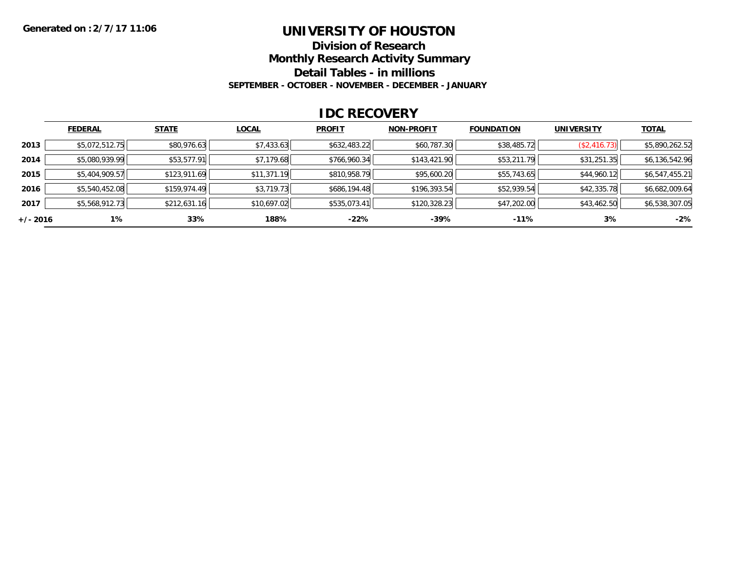Generated on :2/7/17 11:06

# UNIVERSITY OF HOUSTON

## Division of Research

## Monthly Research Activity Summary

## Detail Tables - in millions

### SEPTEMBER - OCTOBER - NOVEMBER - DECEMBER - JANUARY

## IDC RECOVERY

| | FEDERAL | STATE | LOCAL | PROFIT | NON-PROFIT | FOUNDATION | UNIVERSITY | TOTAL |
|---|---|---|---|---|---|---|---|---|
| **2013** | $5,072,512.75 | $80,976.63 | $7,433.63 | $632,483.22 | $60,787.30 | $38,485.72 | ($2,416.73) | $5,890,262.52 |
| **2014** | $5,080,939.99 | $53,577.91 | $7,179.68 | $766,960.34 | $143,421.90 | $53,211.79 | $31,251.35 | $6,136,542.96 |
| **2015** | $5,404,909.57 | $123,911.69 | $11,371.19 | $810,958.79 | $95,600.20 | $55,743.65 | $44,960.12 | $6,547,455.21 |
| **2016** | $5,540,452.08 | $159,974.49 | $3,719.73 | $686,194.48 | $196,393.54 | $52,939.54 | $42,335.78 | $6,682,009.64 |
| **2017** | $5,568,912.73 | $212,631.16 | $10,697.02 | $535,073.41 | $120,328.23 | $47,202.00 | $43,462.50 | $6,538,307.05 |
| **+/- 2016** | **1%** | **33%** | **188%** | **-22%** | **-39%** | **-11%** | **3%** | **-2%** |